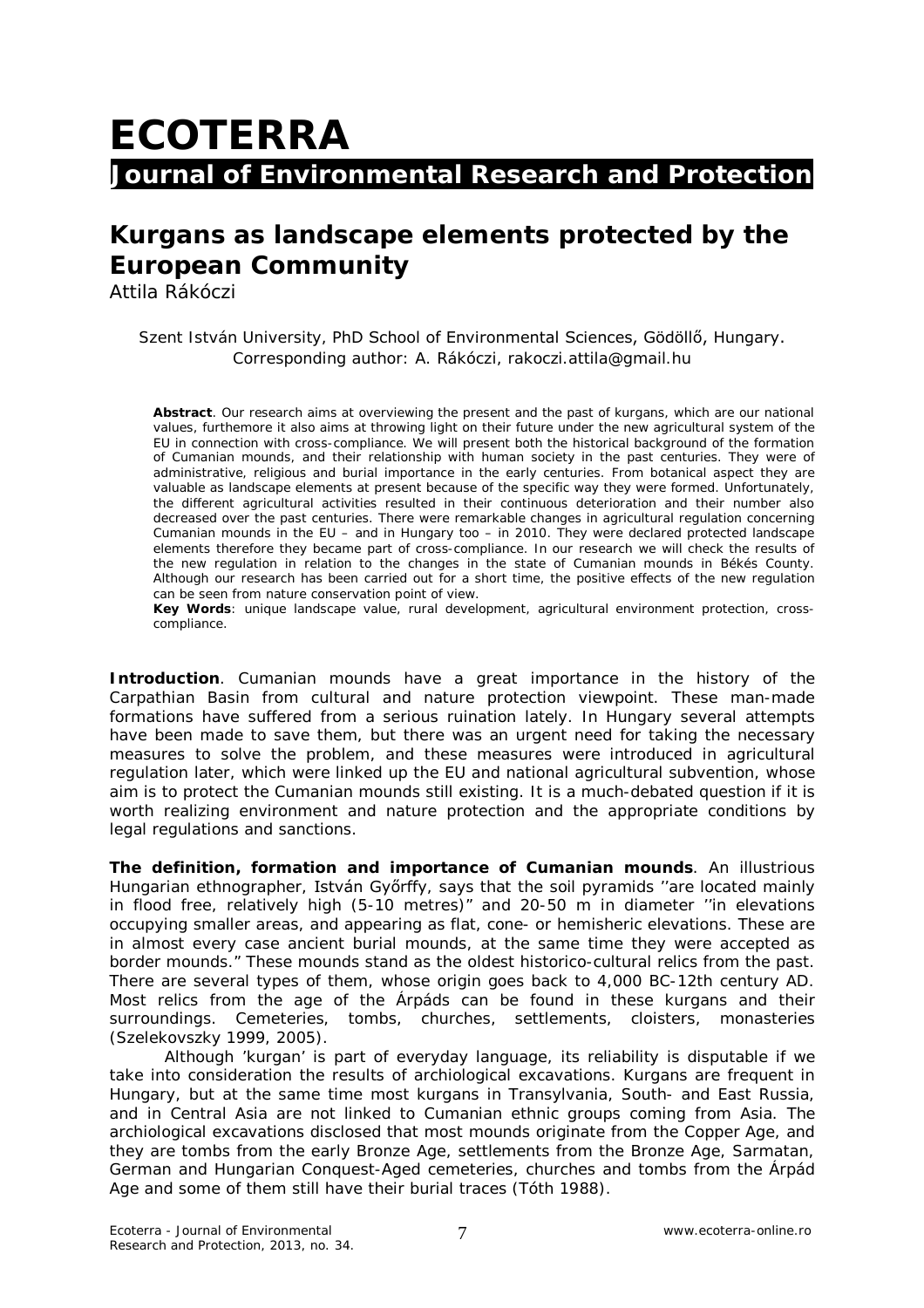# ECOTERRA

## Journal of Environmental Research and Protection

# Kurgans as landscape elements protected by the European Community

Attila Rákóczi

Szent István University, PhD School of Environmental Sciences, Gödöllő, Hungary. Corresponding author: A. Rákóczi, rakoczi.attila@gmail.hu

**Abstract**. Our research aims at overviewing the present and the past of kurgans, which are our national values, furthemore it also aims at throwing light on their future under the new agricultural system of the EU in connection with cross-compliance. We will present both the historical background of the formation of Cumanian mounds, and their relationship with human society in the past centuries. They were of administrative, religious and burial importance in the early centuries. From botanical aspect they are valuable as landscape elements at present because of the specific way they were formed. Unfortunately, the different agricultural activities resulted in their continuous deterioration and their number also decreased over the past centuries. There were remarkable changes in agricultural regulation concerning Cumanian mounds in the EU – and in Hungary too – in 2010. They were declared protected landscape elements therefore they became part of cross-compliance. In our research we will check the results of the new regulation in relation to the changes in the state of Cumanian mounds in Békés County. Although our research has been carried out for a short time, the positive effects of the new regulation can be seen from nature conservation point of view.

**Key Words**: unique landscape value, rural development, agricultural environment protection, cross-compliance.

**Introduction**. Cumanian mounds have a great importance in the history of the Carpathian Basin from cultural and nature protection viewpoint. These man-made formations have suffered from a serious ruination lately. In Hungary several attempts have been made to save them, but there was an urgent need for taking the necessary measures to solve the problem, and these measures were introduced in agricultural regulation later, which were linked up the EU and national agricultural subvention, whose aim is to protect the Cumanian mounds still existing. It is a much-debated question if it is worth realizing environment and nature protection and the appropriate conditions by legal regulations and sanctions.

**The definition, formation and importance of Cumanian mounds**. An illustrious Hungarian ethnographer, István Győrffy, says that the soil pyramids ''are located mainly in flood free, relatively high (5-10 metres)" and 20-50 m in diameter ''in elevations occupying smaller areas, and appearing as flat, cone- or hemisheric elevations. These are in almost every case ancient burial mounds, at the same time they were accepted as border mounds." These mounds stand as the oldest historico-cultural relics from the past. There are several types of them, whose origin goes back to 4,000 BC-12th century AD. Most relics from the age of the Árpáds can be found in these kurgans and their surroundings. Cemeteries, tombs, churches, settlements, cloisters, monasteries (Szelekovszky 1999, 2005).

Although 'kurgan' is part of everyday language, its reliability is disputable if we take into consideration the results of archiological excavations. Kurgans are frequent in Hungary, but at the same time most kurgans in Transylvania, South- and East Russia, and in Central Asia are not linked to Cumanian ethnic groups coming from Asia. The archiological excavations disclosed that most mounds originate from the Copper Age, and they are tombs from the early Bronze Age, settlements from the Bronze Age, Sarmatan, German and Hungarian Conquest-Aged cemeteries, churches and tombs from the Árpád Age and some of them still have their burial traces (Tóth 1988).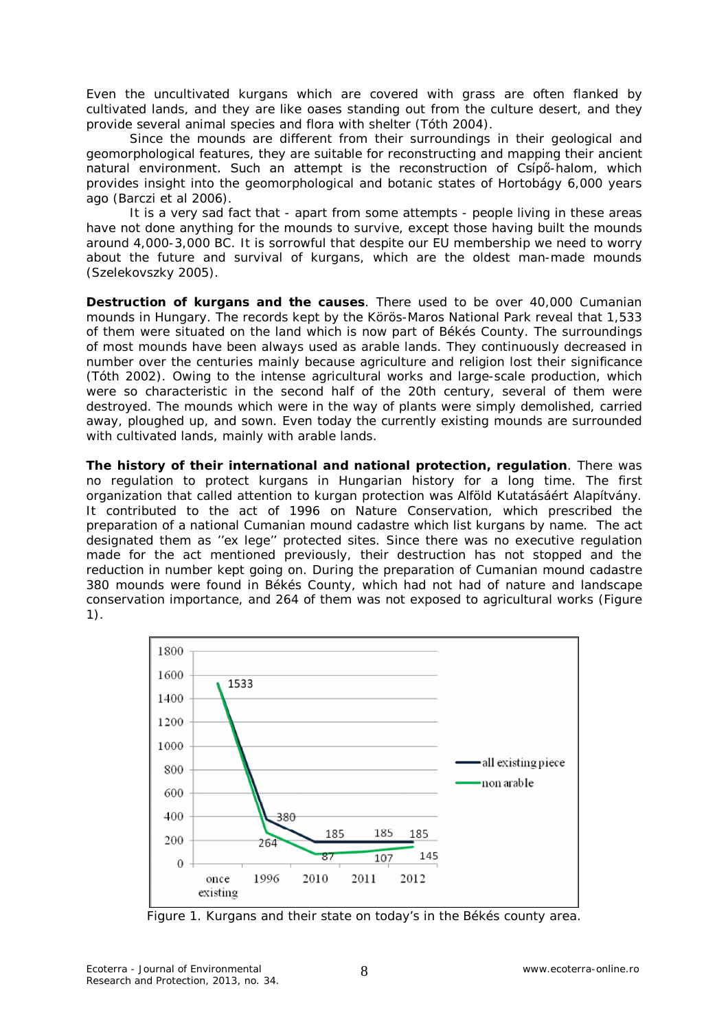Even the uncultivated kurgans which are covered with grass are often flanked by cultivated lands, and they are like oases standing out from the culture desert, and they provide several animal species and flora with shelter (Tóth 2004).

Since the mounds are different from their surroundings in their geological and geomorphological features, they are suitable for reconstructing and mapping their ancient natural environment. Such an attempt is the reconstruction of Csípő-halom, which provides insight into the geomorphological and botanic states of Hortobágy 6,000 years ago (Barczi et al 2006).

It is a very sad fact that - apart from some attempts - people living in these areas have not done anything for the mounds to survive, except those having built the mounds around 4,000-3,000 BC. It is sorrowful that despite our EU membership we need to worry about the future and survival of kurgans, which are the oldest man-made mounds (Szelekovszky 2005).

**Destruction of kurgans and the causes**. There used to be over 40,000 Cumanian mounds in Hungary. The records kept by the Körös-Maros National Park reveal that 1,533 of them were situated on the land which is now part of Békés County. The surroundings of most mounds have been always used as arable lands. They continuously decreased in number over the centuries mainly because agriculture and religion lost their significance (Tóth 2002). Owing to the intense agricultural works and large-scale production, which were so characteristic in the second half of the 20th century, several of them were destroyed. The mounds which were in the way of plants were simply demolished, carried away, ploughed up, and sown. Even today the currently existing mounds are surrounded with cultivated lands, mainly with arable lands.

**The history of their international and national protection, regulation**. There was no regulation to protect kurgans in Hungarian history for a long time. The first organization that called attention to kurgan protection was Alföld Kutatásáért Alapítvány. It contributed to the act of 1996 on Nature Conservation, which prescribed the preparation of a national Cumanian mound cadastre which list kurgans by name. The act designated them as ''ex lege'' protected sites. Since there was no executive regulation made for the act mentioned previously, their destruction has not stopped and the reduction in number kept going on. During the preparation of Cumanian mound cadastre 380 mounds were found in Békés County, which had not had of nature and landscape conservation importance, and 264 of them was not exposed to agricultural works (Figure 1).

| | once existing | 1996 | 2010 | 2011 | 2012 |
|---|---|---|---|---|---|
| all existing piece | 1533 | 380 | 185 | 185 | 185 |
| non arable | 1533 | 264 | 87 | 107 | 145 |

Figure 1. Kurgans and their state on today's in the Békés county area.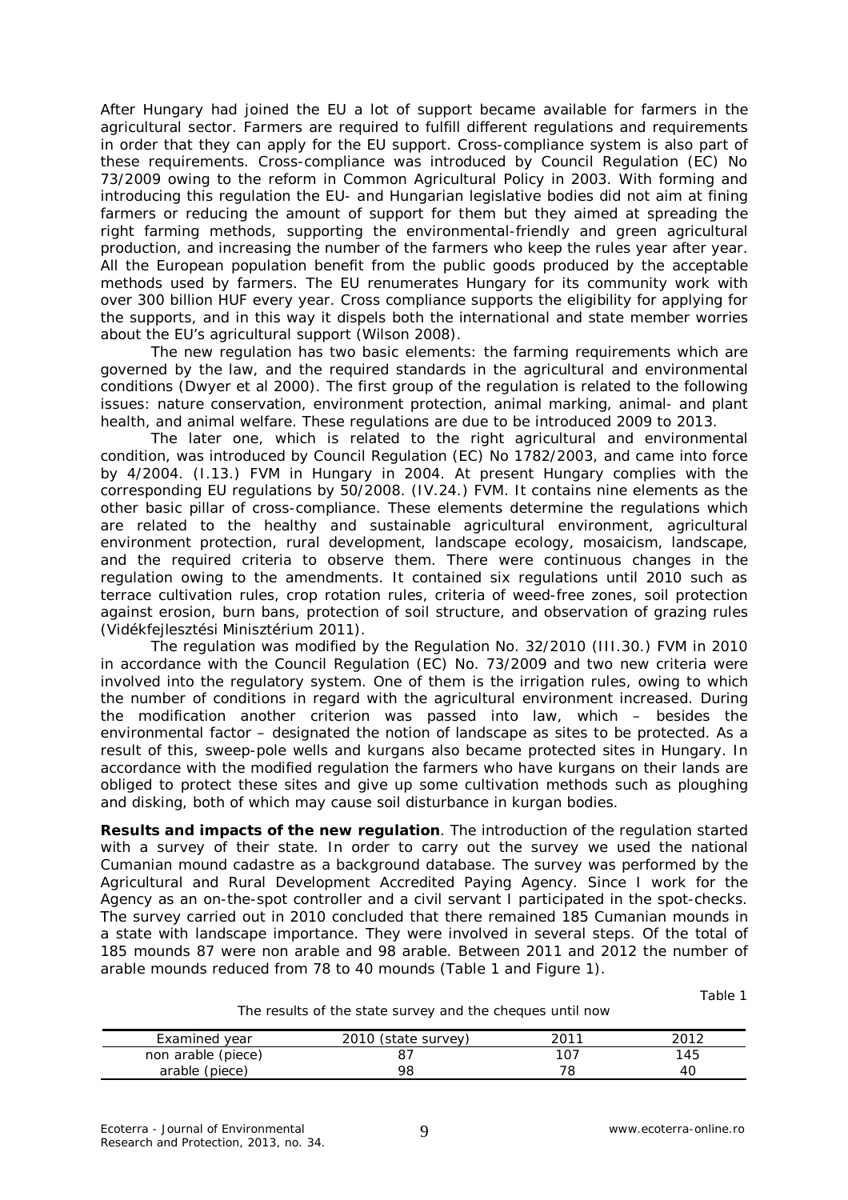After Hungary had joined the EU a lot of support became available for farmers in the agricultural sector. Farmers are required to fulfill different regulations and requirements in order that they can apply for the EU support. Cross-compliance system is also part of these requirements. Cross-compliance was introduced by Council Regulation (EC) No 73/2009 owing to the reform in Common Agricultural Policy in 2003. With forming and introducing this regulation the EU- and Hungarian legislative bodies did not aim at fining farmers or reducing the amount of support for them but they aimed at spreading the right farming methods, supporting the environmental-friendly and green agricultural production, and increasing the number of the farmers who keep the rules year after year. All the European population benefit from the public goods produced by the acceptable methods used by farmers. The EU renumerates Hungary for its community work with over 300 billion HUF every year. Cross compliance supports the eligibility for applying for the supports, and in this way it dispels both the international and state member worries about the EU's agricultural support (Wilson 2008).

The new regulation has two basic elements: the farming requirements which are governed by the law, and the required standards in the agricultural and environmental conditions (Dwyer et al 2000). The first group of the regulation is related to the following issues: nature conservation, environment protection, animal marking, animal- and plant health, and animal welfare. These regulations are due to be introduced 2009 to 2013.

The later one, which is related to the right agricultural and environmental condition, was introduced by Council Regulation (EC) No 1782/2003, and came into force by 4/2004. (I.13.) FVM in Hungary in 2004. At present Hungary complies with the corresponding EU regulations by 50/2008. (IV.24.) FVM. It contains nine elements as the other basic pillar of cross-compliance. These elements determine the regulations which are related to the healthy and sustainable agricultural environment, agricultural environment protection, rural development, landscape ecology, mosaicism, landscape, and the required criteria to observe them. There were continuous changes in the regulation owing to the amendments. It contained six regulations until 2010 such as terrace cultivation rules, crop rotation rules, criteria of weed-free zones, soil protection against erosion, burn bans, protection of soil structure, and observation of grazing rules (Vidékfejlesztési Minisztérium 2011).

The regulation was modified by the Regulation No. 32/2010 (III.30.) FVM in 2010 in accordance with the Council Regulation (EC) No. 73/2009 and two new criteria were involved into the regulatory system. One of them is the irrigation rules, owing to which the number of conditions in regard with the agricultural environment increased. During the modification another criterion was passed into law, which – besides the environmental factor – designated the notion of landscape as sites to be protected. As a result of this, sweep-pole wells and kurgans also became protected sites in Hungary. In accordance with the modified regulation the farmers who have kurgans on their lands are obliged to protect these sites and give up some cultivation methods such as ploughing and disking, both of which may cause soil disturbance in kurgan bodies.

**Results and impacts of the new regulation**. The introduction of the regulation started with a survey of their state. In order to carry out the survey we used the national Cumanian mound cadastre as a background database. The survey was performed by the Agricultural and Rural Development Accredited Paying Agency. Since I work for the Agency as an on-the-spot controller and a civil servant I participated in the spot-checks. The survey carried out in 2010 concluded that there remained 185 Cumanian mounds in a state with landscape importance. They were involved in several steps. Of the total of 185 mounds 87 were non arable and 98 arable. Between 2011 and 2012 the number of arable mounds reduced from 78 to 40 mounds (Table 1 and Figure 1).

Table 1

The results of the state survey and the cheques until now

| Examined year | 2010 (state survey) | 2011 | 2012 |
|---|---|---|---|
| non arable (piece) | 87 | 107 | 145 |
| arable (piece) | 98 | 78 | 40 |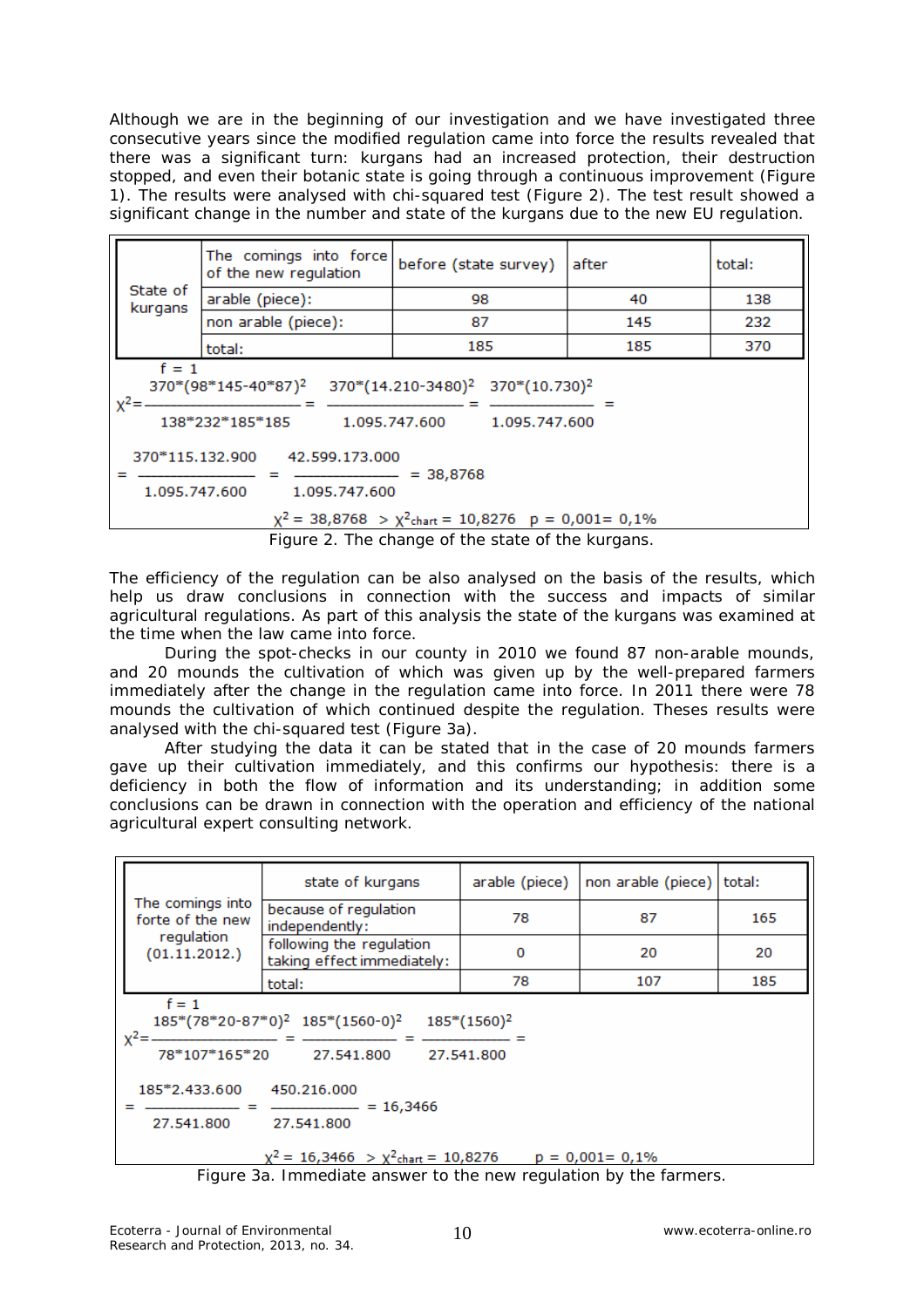Although we are in the beginning of our investigation and we have investigated three consecutive years since the modified regulation came into force the results revealed that there was a significant turn: kurgans had an increased protection, their destruction stopped, and even their botanic state is going through a continuous improvement (Figure 1). The results were analysed with chi-squared test (Figure 2). The test result showed a significant change in the number and state of the kurgans due to the new EU regulation.

| State of kurgans | The comings into force of the new regulation | before (state survey) | after | total: |
|---|---|---|---|---|
| | arable (piece): | 98 | 40 | 138 |
| | non arable (piece): | 87 | 145 | 232 |
| | total: | 185 | 185 | 370 |

$f = 1$

$$\chi^2 = \frac{370*(98*145-40*87)^2}{138*232*185*185} = \frac{370*(14.210-3480)^2}{1.095.747.600} = \frac{370*(10.730)^2}{1.095.747.600} =$$

$$= \frac{370*115.132.900}{1.095.747.600} = \frac{42.599.173.000}{1.095.747.600} = 38,8768$$

$$\chi^2 = 38,8768 > \chi^2_{chart} = 10,8276 \quad p = 0,001 = 0,1\%$$

Figure 2. The change of the state of the kurgans.

The efficiency of the regulation can be also analysed on the basis of the results, which help us draw conclusions in connection with the success and impacts of similar agricultural regulations. As part of this analysis the state of the kurgans was examined at the time when the law came into force.

During the spot-checks in our county in 2010 we found 87 non-arable mounds, and 20 mounds the cultivation of which was given up by the well-prepared farmers immediately after the change in the regulation came into force. In 2011 there were 78 mounds the cultivation of which continued despite the regulation. Theses results were analysed with the chi-squared test (Figure 3a).

After studying the data it can be stated that in the case of 20 mounds farmers gave up their cultivation immediately, and this confirms our hypothesis: there is a deficiency in both the flow of information and its understanding; in addition some conclusions can be drawn in connection with the operation and efficiency of the national agricultural expert consulting network.

| The comings into forte of the new regulation (01.11.2012.) | state of kurgans | arable (piece) | non arable (piece) | total: |
|---|---|---|---|---|
| | because of regulation independently: | 78 | 87 | 165 |
| | following the regulation taking effect immediately: | 0 | 20 | 20 |
| | total: | 78 | 107 | 185 |

$f = 1$

$$\chi^2 = \frac{185*(78*20-87*0)^2}{78*107*165*20} = \frac{185*(1560-0)^2}{27.541.800} = \frac{185*(1560)^2}{27.541.800} =$$

$$= \frac{185*2.433.600}{27.541.800} = \frac{450.216.000}{27.541.800} = 16,3466$$

$$\chi^2 = 16,3466 > \chi^2_{chart} = 10,8276 \quad p = 0,001 = 0,1\%$$

Figure 3a. Immediate answer to the new regulation by the farmers.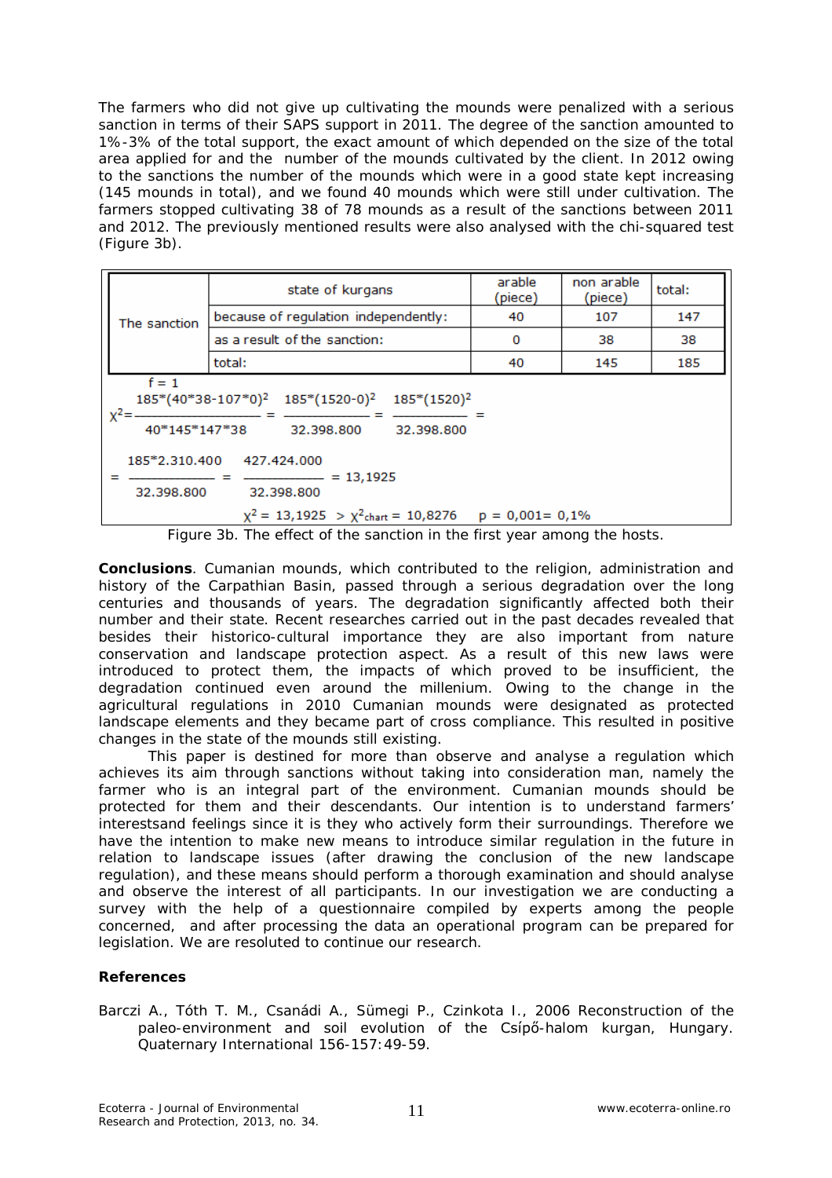The farmers who did not give up cultivating the mounds were penalized with a serious sanction in terms of their SAPS support in 2011. The degree of the sanction amounted to 1%-3% of the total support, the exact amount of which depended on the size of the total area applied for and the number of the mounds cultivated by the client. In 2012 owing to the sanctions the number of the mounds which were in a good state kept increasing (145 mounds in total), and we found 40 mounds which were still under cultivation. The farmers stopped cultivating 38 of 78 mounds as a result of the sanctions between 2011 and 2012. The previously mentioned results were also analysed with the chi-squared test (Figure 3b).

| | state of kurgans | arable (piece) | non arable (piece) | total: |
|---|---|---|---|---|
| The sanction | because of regulation independently: | 40 | 107 | 147 |
| | as a result of the sanction: | 0 | 38 | 38 |
| | total: | 40 | 145 | 185 |

$f = 1$

$$\chi^2 = \frac{185*(40*38-107*0)^2}{40*145*147*38} = \frac{185*(1520-0)^2}{32.398.800} = \frac{185*(1520)^2}{32.398.800} =$$

$$= \frac{185*2.310.400}{32.398.800} = \frac{427.424.000}{32.398.800} = 13{,}1925$$

$$\chi^2 = 13{,}1925 \;>\; \chi^2_{chart} = 10{,}8276 \qquad p = 0{,}001 = 0{,}1\%$$

Figure 3b. The effect of the sanction in the first year among the hosts.

**Conclusions**. Cumanian mounds, which contributed to the religion, administration and history of the Carpathian Basin, passed through a serious degradation over the long centuries and thousands of years. The degradation significantly affected both their number and their state. Recent researches carried out in the past decades revealed that besides their historico-cultural importance they are also important from nature conservation and landscape protection aspect. As a result of this new laws were introduced to protect them, the impacts of which proved to be insufficient, the degradation continued even around the millenium. Owing to the change in the agricultural regulations in 2010 Cumanian mounds were designated as protected landscape elements and they became part of cross compliance. This resulted in positive changes in the state of the mounds still existing.

This paper is destined for more than observe and analyse a regulation which achieves its aim through sanctions without taking into consideration man, namely the farmer who is an integral part of the environment. Cumanian mounds should be protected for them and their descendants. Our intention is to understand farmers' interestsand feelings since it is they who actively form their surroundings. Therefore we have the intention to make new means to introduce similar regulation in the future in relation to landscape issues (after drawing the conclusion of the new landscape regulation), and these means should perform a thorough examination and should analyse and observe the interest of all participants. In our investigation we are conducting a survey with the help of a questionnaire compiled by experts among the people concerned, and after processing the data an operational program can be prepared for legislation. We are resoluted to continue our research.

## References

Barczi A., Tóth T. M., Csanádi A., Sümegi P., Czinkota I., 2006 Reconstruction of the paleo-environment and soil evolution of the Csípő-halom kurgan, Hungary. *Quaternary International* 156-157:49-59.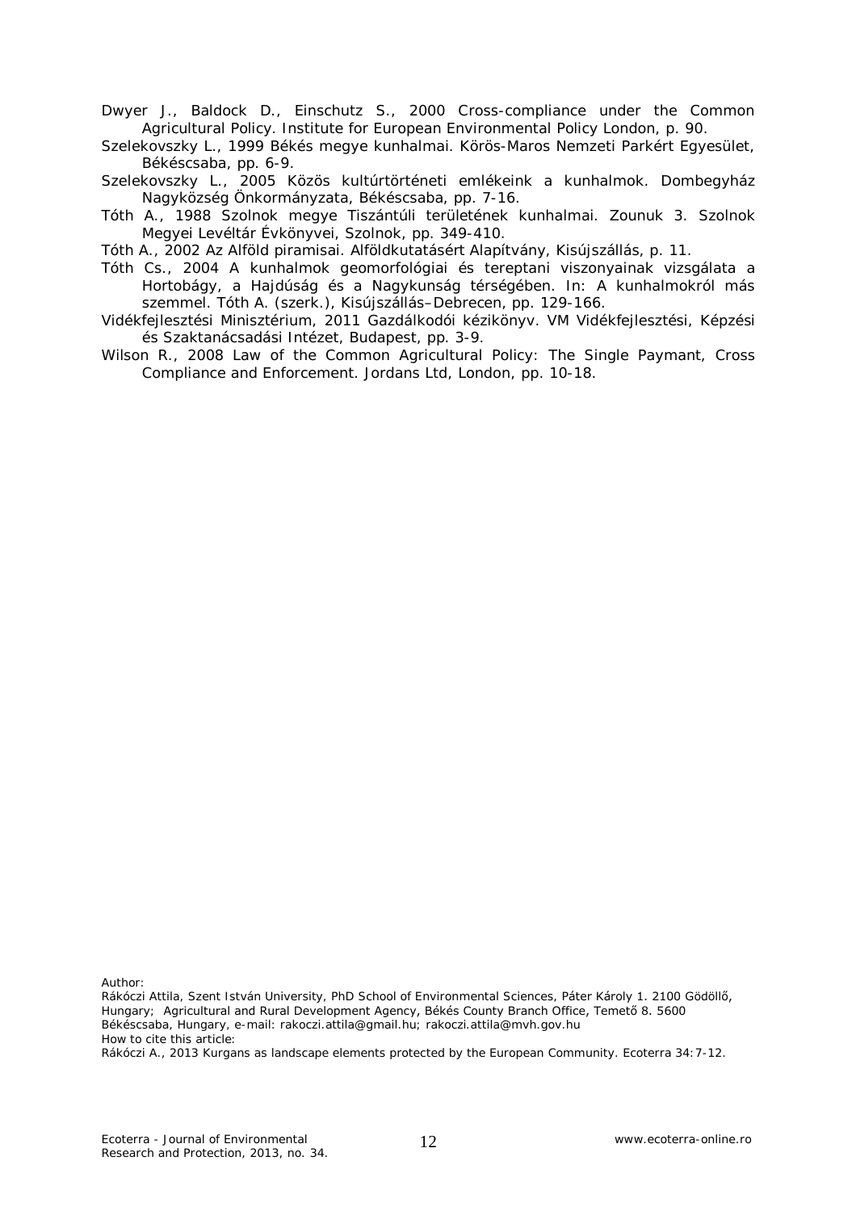Dwyer J., Baldock D., Einschutz S., 2000 Cross-compliance under the Common Agricultural Policy. Institute for European Environmental Policy London, p. 90.

Szelekovszky L., 1999 Békés megye kunhalmai. Körös-Maros Nemzeti Parkért Egyesület, Békéscsaba, pp. 6-9.

Szelekovszky L., 2005 Közös kultúrtörténeti emlékeink a kunhalmok. Dombegyház Nagyközség Önkormányzata, Békéscsaba, pp. 7-16.

Tóth A., 1988 Szolnok megye Tiszántúli területének kunhalmai. Zounuk 3. Szolnok Megyei Levéltár Évkönyvei, Szolnok, pp. 349-410.

Tóth A., 2002 Az Alföld piramisai. Alföldkutatásért Alapítvány, Kisújszállás, p. 11.

Tóth Cs., 2004 A kunhalmok geomorfológiai és tereptani viszonyainak vizsgálata a Hortobágy, a Hajdúság és a Nagykunság térségében. In: A kunhalmokról más szemmel. Tóth A. (szerk.), Kisújszállás–Debrecen, pp. 129-166.

Vidékfejlesztési Minisztérium, 2011 Gazdálkodói kézikönyv. VM Vidékfejlesztési, Képzési és Szaktanácsadási Intézet, Budapest, pp. 3-9.

Wilson R., 2008 Law of the Common Agricultural Policy: The Single Paymant, Cross Compliance and Enforcement. Jordans Ltd, London, pp. 10-18.

Author:
Rákóczi Attila, Szent István University, PhD School of Environmental Sciences, Páter Károly 1. 2100 Gödöllő, Hungary; Agricultural and Rural Development Agency, Békés County Branch Office, Temető 8. 5600 Békéscsaba, Hungary, e-mail: rakoczi.attila@gmail.hu; rakoczi.attila@mvh.gov.hu

How to cite this article:
Rákóczi A., 2013 Kurgans as landscape elements protected by the European Community. Ecoterra 34:7-12.